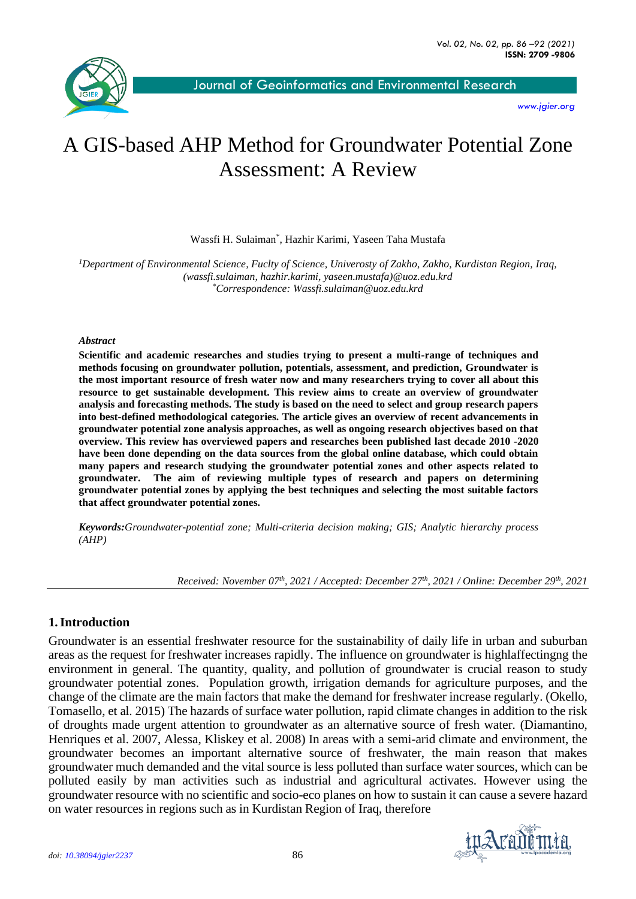# A GIS-based AHP Method for Groundwater Potential Zone Assessment: A Review

Wassfi H. Sulaiman*, Hazhir Karimi, Yaseen Taha Mustafa

[1]*Department of Environmental Science, Fuclty of Science, Univerosty of Zakho, Zakho, Kurdistan Region, Iraq, (wassfi.sulaiman, hazhir.karimi, yaseen.mustafa)@uoz.edu.krd*
*\*Correspondence: Wassfi.sulaiman@uoz.edu.krd*

***Abstract***

**Scientific and academic researches and studies trying to present a multi-range of techniques and methods focusing on groundwater pollution, potentials, assessment, and prediction, Groundwater is the most important resource of fresh water now and many researchers trying to cover all about this resource to get sustainable development. This review aims to create an overview of groundwater analysis and forecasting methods. The study is based on the need to select and group research papers into best-defined methodological categories. The article gives an overview of recent advancements in groundwater potential zone analysis approaches, as well as ongoing research objectives based on that overview. This review has overviewed papers and researches been published last decade 2010 -2020 have been done depending on the data sources from the global online database, which could obtain many papers and research studying the groundwater potential zones and other aspects related to groundwater. The aim of reviewing multiple types of research and papers on determining groundwater potential zones by applying the best techniques and selecting the most suitable factors that affect groundwater potential zones.**

***Keywords:****Groundwater-potential zone; Multi-criteria decision making; GIS; Analytic hierarchy process (AHP)*

*Received: November 07th, 2021 / Accepted: December 27th, 2021 / Online: December 29th, 2021*

## 1. Introduction

Groundwater is an essential freshwater resource for the sustainability of daily life in urban and suburban areas as the request for freshwater increases rapidly. The influence on groundwater is highlaffectingng the environment in general. The quantity, quality, and pollution of groundwater is crucial reason to study groundwater potential zones. Population growth, irrigation demands for agriculture purposes, and the change of the climate are the main factors that make the demand for freshwater increase regularly. (Okello, Tomasello, et al. 2015) The hazards of surface water pollution, rapid climate changes in addition to the risk of droughts made urgent attention to groundwater as an alternative source of fresh water. (Diamantino, Henriques et al. 2007, Alessa, Kliskey et al. 2008) In areas with a semi-arid climate and environment, the groundwater becomes an important alternative source of freshwater, the main reason that makes groundwater much demanded and the vital source is less polluted than surface water sources, which can be polluted easily by man activities such as industrial and agricultural activates. However using the groundwater resource with no scientific and socio-eco planes on how to sustain it can cause a severe hazard on water resources in regions such as in Kurdistan Region of Iraq, therefore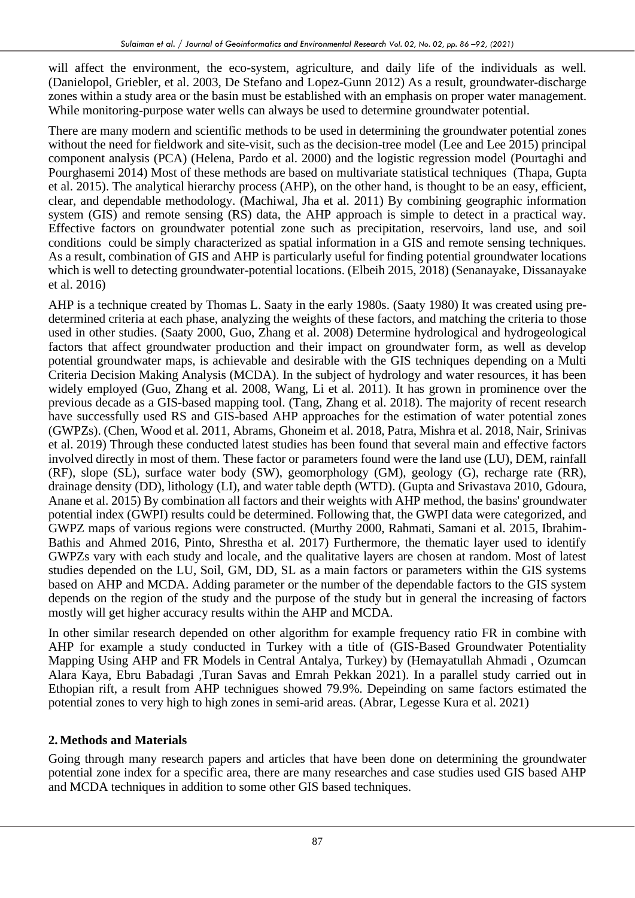will affect the environment, the eco-system, agriculture, and daily life of the individuals as well. (Danielopol, Griebler, et al. 2003, De Stefano and Lopez-Gunn 2012) As a result, groundwater-discharge zones within a study area or the basin must be established with an emphasis on proper water management. While monitoring-purpose water wells can always be used to determine groundwater potential.

There are many modern and scientific methods to be used in determining the groundwater potential zones without the need for fieldwork and site-visit, such as the decision-tree model (Lee and Lee 2015) principal component analysis (PCA) (Helena, Pardo et al. 2000) and the logistic regression model (Pourtaghi and Pourghasemi 2014) Most of these methods are based on multivariate statistical techniques (Thapa, Gupta et al. 2015). The analytical hierarchy process (AHP), on the other hand, is thought to be an easy, efficient, clear, and dependable methodology. (Machiwal, Jha et al. 2011) By combining geographic information system (GIS) and remote sensing (RS) data, the AHP approach is simple to detect in a practical way. Effective factors on groundwater potential zone such as precipitation, reservoirs, land use, and soil conditions could be simply characterized as spatial information in a GIS and remote sensing techniques. As a result, combination of GIS and AHP is particularly useful for finding potential groundwater locations which is well to detecting groundwater-potential locations. (Elbeih 2015, 2018) (Senanayake, Dissanayake et al. 2016)

AHP is a technique created by Thomas L. Saaty in the early 1980s. (Saaty 1980) It was created using pre-determined criteria at each phase, analyzing the weights of these factors, and matching the criteria to those used in other studies. (Saaty 2000, Guo, Zhang et al. 2008) Determine hydrological and hydrogeological factors that affect groundwater production and their impact on groundwater form, as well as develop potential groundwater maps, is achievable and desirable with the GIS techniques depending on a Multi Criteria Decision Making Analysis (MCDA). In the subject of hydrology and water resources, it has been widely employed (Guo, Zhang et al. 2008, Wang, Li et al. 2011). It has grown in prominence over the previous decade as a GIS-based mapping tool. (Tang, Zhang et al. 2018). The majority of recent research have successfully used RS and GIS-based AHP approaches for the estimation of water potential zones (GWPZs). (Chen, Wood et al. 2011, Abrams, Ghoneim et al. 2018, Patra, Mishra et al. 2018, Nair, Srinivas et al. 2019) Through these conducted latest studies has been found that several main and effective factors involved directly in most of them. These factor or parameters found were the land use (LU), DEM, rainfall (RF), slope (SL), surface water body (SW), geomorphology (GM), geology (G), recharge rate (RR), drainage density (DD), lithology (LI), and water table depth (WTD). (Gupta and Srivastava 2010, Gdoura, Anane et al. 2015) By combination all factors and their weights with AHP method, the basins' groundwater potential index (GWPI) results could be determined. Following that, the GWPI data were categorized, and GWPZ maps of various regions were constructed. (Murthy 2000, Rahmati, Samani et al. 2015, Ibrahim-Bathis and Ahmed 2016, Pinto, Shrestha et al. 2017) Furthermore, the thematic layer used to identify GWPZs vary with each study and locale, and the qualitative layers are chosen at random. Most of latest studies depended on the LU, Soil, GM, DD, SL as a main factors or parameters within the GIS systems based on AHP and MCDA. Adding parameter or the number of the dependable factors to the GIS system depends on the region of the study and the purpose of the study but in general the increasing of factors mostly will get higher accuracy results within the AHP and MCDA.

In other similar research depended on other algorithm for example frequency ratio FR in combine with AHP for example a study conducted in Turkey with a title of (GIS-Based Groundwater Potentiality Mapping Using AHP and FR Models in Central Antalya, Turkey) by (Hemayatullah Ahmadi , Ozumcan Alara Kaya, Ebru Babadagi ,Turan Savas and Emrah Pekkan 2021). In a parallel study carried out in Ethopian rift, a result from AHP techingues showed 79.9%. Depeinding on same factors estimated the potential zones to very high to high zones in semi-arid areas. (Abrar, Legesse Kura et al. 2021)

## 2. Methods and Materials

Going through many research papers and articles that have been done on determining the groundwater potential zone index for a specific area, there are many researches and case studies used GIS based AHP and MCDA techniques in addition to some other GIS based techniques.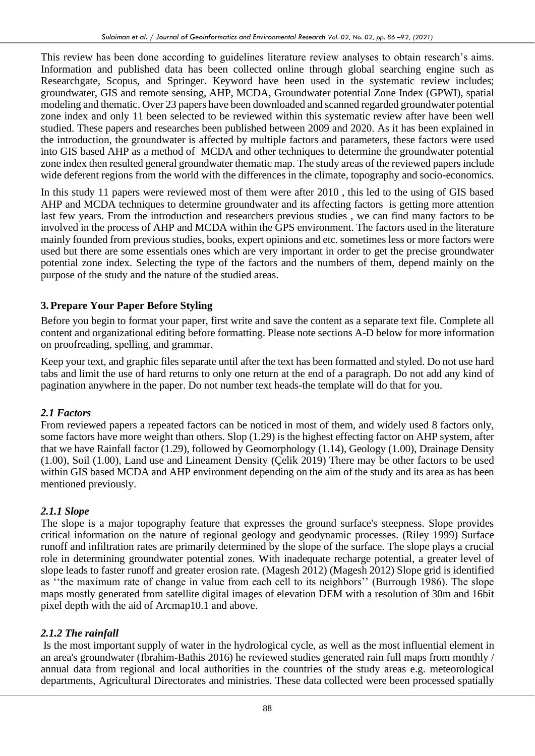This review has been done according to guidelines literature review analyses to obtain research's aims. Information and published data has been collected online through global searching engine such as Researchgate, Scopus, and Springer. Keyword have been used in the systematic review includes; groundwater, GIS and remote sensing, AHP, MCDA, Groundwater potential Zone Index (GPWI), spatial modeling and thematic. Over 23 papers have been downloaded and scanned regarded groundwater potential zone index and only 11 been selected to be reviewed within this systematic review after have been well studied. These papers and researches been published between 2009 and 2020. As it has been explained in the introduction, the groundwater is affected by multiple factors and parameters, these factors were used into GIS based AHP as a method of MCDA and other techniques to determine the groundwater potential zone index then resulted general groundwater thematic map. The study areas of the reviewed papers include wide deferent regions from the world with the differences in the climate, topography and socio-economics.

In this study 11 papers were reviewed most of them were after 2010 , this led to the using of GIS based AHP and MCDA techniques to determine groundwater and its affecting factors is getting more attention last few years. From the introduction and researchers previous studies , we can find many factors to be involved in the process of AHP and MCDA within the GPS environment. The factors used in the literature mainly founded from previous studies, books, expert opinions and etc. sometimes less or more factors were used but there are some essentials ones which are very important in order to get the precise groundwater potential zone index. Selecting the type of the factors and the numbers of them, depend mainly on the purpose of the study and the nature of the studied areas.

## 3. Prepare Your Paper Before Styling

Before you begin to format your paper, first write and save the content as a separate text file. Complete all content and organizational editing before formatting. Please note sections A-D below for more information on proofreading, spelling, and grammar.

Keep your text, and graphic files separate until after the text has been formatted and styled. Do not use hard tabs and limit the use of hard returns to only one return at the end of a paragraph. Do not add any kind of pagination anywhere in the paper. Do not number text heads-the template will do that for you.

### *2.1 Factors*

From reviewed papers a repeated factors can be noticed in most of them, and widely used 8 factors only, some factors have more weight than others. Slop (1.29) is the highest effecting factor on AHP system, after that we have Rainfall factor (1.29), followed by Geomorphology (1.14), Geology (1.00), Drainage Density (1.00), Soil (1.00), Land use and Lineament Density (Çelik 2019) There may be other factors to be used within GIS based MCDA and AHP environment depending on the aim of the study and its area as has been mentioned previously.

### *2.1.1 Slope*

The slope is a major topography feature that expresses the ground surface's steepness. Slope provides critical information on the nature of regional geology and geodynamic processes. (Riley 1999) Surface runoff and infiltration rates are primarily determined by the slope of the surface. The slope plays a crucial role in determining groundwater potential zones. With inadequate recharge potential, a greater level of slope leads to faster runoff and greater erosion rate. (Magesh 2012) (Magesh 2012) Slope grid is identified as ''the maximum rate of change in value from each cell to its neighbors'' (Burrough 1986). The slope maps mostly generated from satellite digital images of elevation DEM with a resolution of 30m and 16bit pixel depth with the aid of Arcmap10.1 and above.

### *2.1.2 The rainfall*

Is the most important supply of water in the hydrological cycle, as well as the most influential element in an area's groundwater (Ibrahim-Bathis 2016) he reviewed studies generated rain full maps from monthly / annual data from regional and local authorities in the countries of the study areas e.g. meteorological departments, Agricultural Directorates and ministries. These data collected were been processed spatially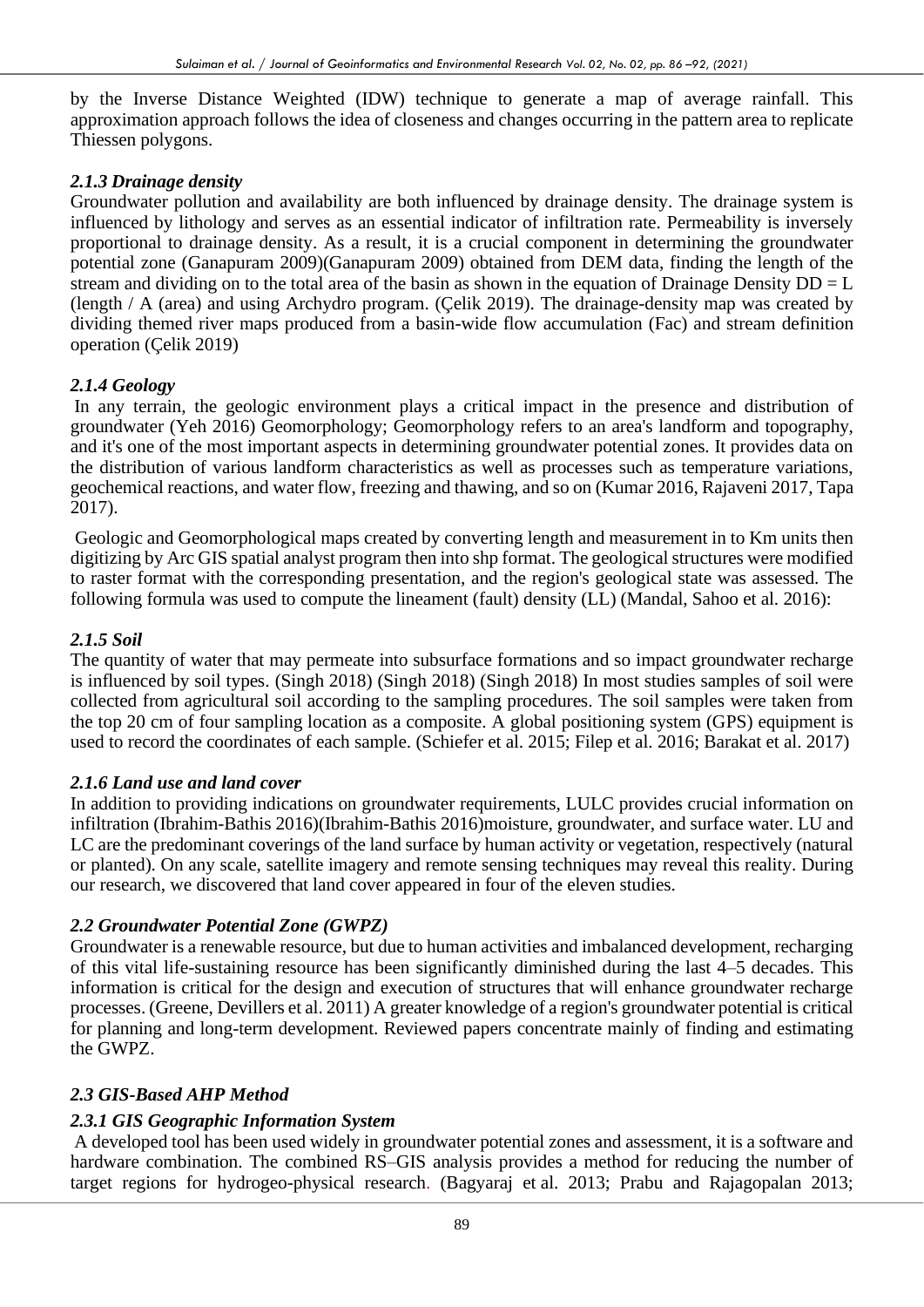by the Inverse Distance Weighted (IDW) technique to generate a map of average rainfall. This approximation approach follows the idea of closeness and changes occurring in the pattern area to replicate Thiessen polygons.

### *2.1.3 Drainage density*

Groundwater pollution and availability are both influenced by drainage density. The drainage system is influenced by lithology and serves as an essential indicator of infiltration rate. Permeability is inversely proportional to drainage density. As a result, it is a crucial component in determining the groundwater potential zone (Ganapuram 2009)(Ganapuram 2009) obtained from DEM data, finding the length of the stream and dividing on to the total area of the basin as shown in the equation of Drainage Density DD = L (length / A (area) and using Archydro program. (Çelik 2019). The drainage-density map was created by dividing themed river maps produced from a basin-wide flow accumulation (Fac) and stream definition operation (Çelik 2019)

### *2.1.4 Geology*

In any terrain, the geologic environment plays a critical impact in the presence and distribution of groundwater (Yeh 2016) Geomorphology; Geomorphology refers to an area's landform and topography, and it's one of the most important aspects in determining groundwater potential zones. It provides data on the distribution of various landform characteristics as well as processes such as temperature variations, geochemical reactions, and water flow, freezing and thawing, and so on (Kumar 2016, Rajaveni 2017, Tapa 2017).

Geologic and Geomorphological maps created by converting length and measurement in to Km units then digitizing by Arc GIS spatial analyst program then into shp format. The geological structures were modified to raster format with the corresponding presentation, and the region's geological state was assessed. The following formula was used to compute the lineament (fault) density (LL) (Mandal, Sahoo et al. 2016):

### *2.1.5 Soil*

The quantity of water that may permeate into subsurface formations and so impact groundwater recharge is influenced by soil types. (Singh 2018) (Singh 2018) (Singh 2018) In most studies samples of soil were collected from agricultural soil according to the sampling procedures. The soil samples were taken from the top 20 cm of four sampling location as a composite. A global positioning system (GPS) equipment is used to record the coordinates of each sample. (Schiefer et al. 2015; Filep et al. 2016; Barakat et al. 2017)

### *2.1.6 Land use and land cover*

In addition to providing indications on groundwater requirements, LULC provides crucial information on infiltration (Ibrahim-Bathis 2016)(Ibrahim-Bathis 2016)moisture, groundwater, and surface water. LU and LC are the predominant coverings of the land surface by human activity or vegetation, respectively (natural or planted). On any scale, satellite imagery and remote sensing techniques may reveal this reality. During our research, we discovered that land cover appeared in four of the eleven studies.

## *2.2 Groundwater Potential Zone (GWPZ)*

Groundwater is a renewable resource, but due to human activities and imbalanced development, recharging of this vital life-sustaining resource has been significantly diminished during the last 4–5 decades. This information is critical for the design and execution of structures that will enhance groundwater recharge processes. (Greene, Devillers et al. 2011) A greater knowledge of a region's groundwater potential is critical for planning and long-term development. Reviewed papers concentrate mainly of finding and estimating the GWPZ.

## *2.3 GIS-Based AHP Method*

### *2.3.1 GIS Geographic Information System*

A developed tool has been used widely in groundwater potential zones and assessment, it is a software and hardware combination. The combined RS–GIS analysis provides a method for reducing the number of target regions for hydrogeo-physical research. (Bagyaraj et al. 2013; Prabu and Rajagopalan 2013;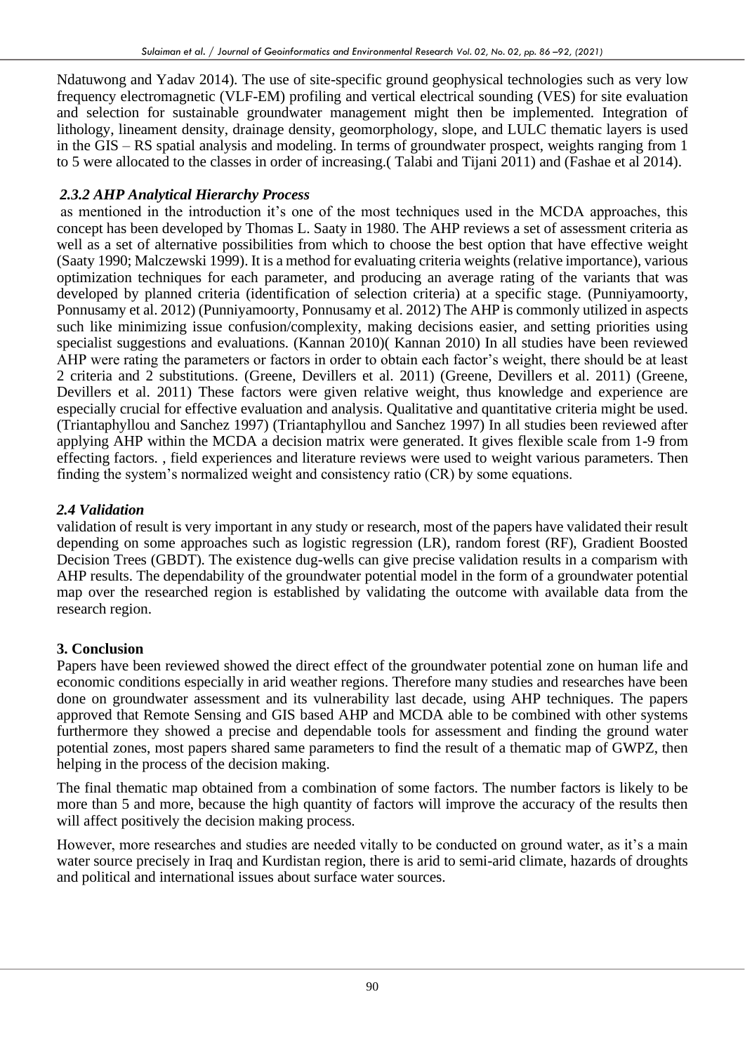Ndatuwong and Yadav 2014). The use of site-specific ground geophysical technologies such as very low frequency electromagnetic (VLF-EM) profiling and vertical electrical sounding (VES) for site evaluation and selection for sustainable groundwater management might then be implemented. Integration of lithology, lineament density, drainage density, geomorphology, slope, and LULC thematic layers is used in the GIS – RS spatial analysis and modeling. In terms of groundwater prospect, weights ranging from 1 to 5 were allocated to the classes in order of increasing.( Talabi and Tijani 2011) and (Fashae et al 2014).

### *2.3.2 AHP Analytical Hierarchy Process*

as mentioned in the introduction it's one of the most techniques used in the MCDA approaches, this concept has been developed by Thomas L. Saaty in 1980. The AHP reviews a set of assessment criteria as well as a set of alternative possibilities from which to choose the best option that have effective weight (Saaty 1990; Malczewski 1999). It is a method for evaluating criteria weights (relative importance), various optimization techniques for each parameter, and producing an average rating of the variants that was developed by planned criteria (identification of selection criteria) at a specific stage. (Punniyamoorty, Ponnusamy et al. 2012) (Punniyamoorty, Ponnusamy et al. 2012) The AHP is commonly utilized in aspects such like minimizing issue confusion/complexity, making decisions easier, and setting priorities using specialist suggestions and evaluations. (Kannan 2010)( Kannan 2010) In all studies have been reviewed AHP were rating the parameters or factors in order to obtain each factor's weight, there should be at least 2 criteria and 2 substitutions. (Greene, Devillers et al. 2011) (Greene, Devillers et al. 2011) (Greene, Devillers et al. 2011) These factors were given relative weight, thus knowledge and experience are especially crucial for effective evaluation and analysis. Qualitative and quantitative criteria might be used. (Triantaphyllou and Sanchez 1997) (Triantaphyllou and Sanchez 1997) In all studies been reviewed after applying AHP within the MCDA a decision matrix were generated. It gives flexible scale from 1-9 from effecting factors. , field experiences and literature reviews were used to weight various parameters. Then finding the system's normalized weight and consistency ratio (CR) by some equations.

### *2.4 Validation*

validation of result is very important in any study or research, most of the papers have validated their result depending on some approaches such as logistic regression (LR), random forest (RF), Gradient Boosted Decision Trees (GBDT). The existence dug-wells can give precise validation results in a comparism with AHP results. The dependability of the groundwater potential model in the form of a groundwater potential map over the researched region is established by validating the outcome with available data from the research region.

## 3. Conclusion

Papers have been reviewed showed the direct effect of the groundwater potential zone on human life and economic conditions especially in arid weather regions. Therefore many studies and researches have been done on groundwater assessment and its vulnerability last decade, using AHP techniques. The papers approved that Remote Sensing and GIS based AHP and MCDA able to be combined with other systems furthermore they showed a precise and dependable tools for assessment and finding the ground water potential zones, most papers shared same parameters to find the result of a thematic map of GWPZ, then helping in the process of the decision making.

The final thematic map obtained from a combination of some factors. The number factors is likely to be more than 5 and more, because the high quantity of factors will improve the accuracy of the results then will affect positively the decision making process.

However, more researches and studies are needed vitally to be conducted on ground water, as it's a main water source precisely in Iraq and Kurdistan region, there is arid to semi-arid climate, hazards of droughts and political and international issues about surface water sources.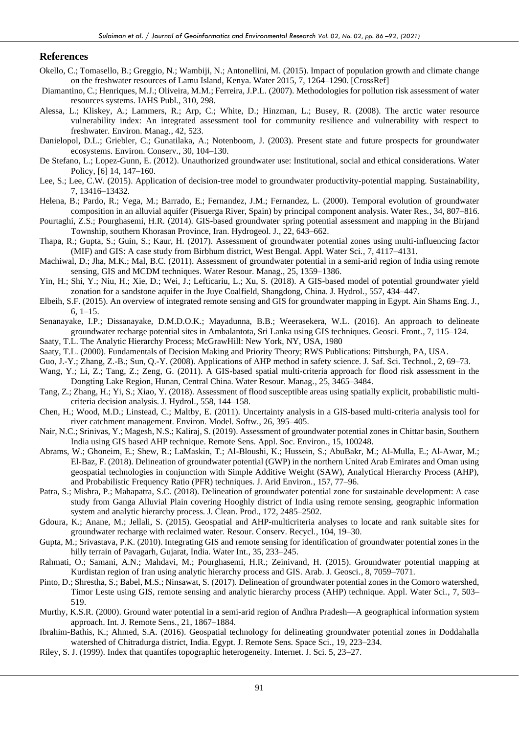## References

Okello, C.; Tomasello, B.; Greggio, N.; Wambiji, N.; Antonellini, M. (2015). Impact of population growth and climate change on the freshwater resources of Lamu Island, Kenya. Water 2015, 7, 1264–1290. [CrossRef]

Diamantino, C.; Henriques, M.J.; Oliveira, M.M.; Ferreira, J.P.L. (2007). Methodologies for pollution risk assessment of water resources systems. IAHS Publ., 310, 298.

Alessa, L.; Kliskey, A.; Lammers, R.; Arp, C.; White, D.; Hinzman, L.; Busey, R. (2008). The arctic water resource vulnerability index: An integrated assessment tool for community resilience and vulnerability with respect to freshwater. Environ. Manag., 42, 523.

Danielopol, D.L.; Griebler, C.; Gunatilaka, A.; Notenboom, J. (2003). Present state and future prospects for groundwater ecosystems. Environ. Conserv., 30, 104–130.

De Stefano, L.; Lopez-Gunn, E. (2012). Unauthorized groundwater use: Institutional, social and ethical considerations. Water Policy, [6] 14, 147–160.

Lee, S.; Lee, C.W. (2015). Application of decision-tree model to groundwater productivity-potential mapping. Sustainability, 7, 13416–13432.

Helena, B.; Pardo, R.; Vega, M.; Barrado, E.; Fernandez, J.M.; Fernandez, L. (2000). Temporal evolution of groundwater composition in an alluvial aquifer (Pisuerga River, Spain) by principal component analysis. Water Res., 34, 807–816.

Pourtaghi, Z.S.; Pourghasemi, H.R. (2014). GIS-based groundwater spring potential assessment and mapping in the Birjand Township, southern Khorasan Province, Iran. Hydrogeol. J., 22, 643–662.

Thapa, R.; Gupta, S.; Guin, S.; Kaur, H. (2017). Assessment of groundwater potential zones using multi-influencing factor (MIF) and GIS: A case study from Birbhum district, West Bengal. Appl. Water Sci., 7, 4117–4131.

Machiwal, D.; Jha, M.K.; Mal, B.C. (2011). Assessment of groundwater potential in a semi-arid region of India using remote sensing, GIS and MCDM techniques. Water Resour. Manag., 25, 1359–1386.

Yin, H.; Shi, Y.; Niu, H.; Xie, D.; Wei, J.; Lefticariu, L.; Xu, S. (2018). A GIS-based model of potential groundwater yield zonation for a sandstone aquifer in the Juye Coalfield, Shangdong, China. J. Hydrol., 557, 434–447.

Elbeih, S.F. (2015). An overview of integrated remote sensing and GIS for groundwater mapping in Egypt. Ain Shams Eng. J., 6, 1–15.

Senanayake, I.P.; Dissanayake, D.M.D.O.K.; Mayadunna, B.B.; Weerasekera, W.L. (2016). An approach to delineate groundwater recharge potential sites in Ambalantota, Sri Lanka using GIS techniques. Geosci. Front., 7, 115–124.

Saaty, T.L. The Analytic Hierarchy Process; McGrawHill: New York, NY, USA, 1980

Saaty, T.L. (2000). Fundamentals of Decision Making and Priority Theory; RWS Publications: Pittsburgh, PA, USA.

Guo, J.-Y.; Zhang, Z.-B.; Sun, Q.-Y. (2008). Applications of AHP method in safety science. J. Saf. Sci. Technol., 2, 69–73.

Wang, Y.; Li, Z.; Tang, Z.; Zeng, G. (2011). A GIS-based spatial multi-criteria approach for flood risk assessment in the Dongting Lake Region, Hunan, Central China. Water Resour. Manag., 25, 3465–3484.

Tang, Z.; Zhang, H.; Yi, S.; Xiao, Y. (2018). Assessment of flood susceptible areas using spatially explicit, probabilistic multi-criteria decision analysis. J. Hydrol., 558, 144–158.

Chen, H.; Wood, M.D.; Linstead, C.; Maltby, E. (2011). Uncertainty analysis in a GIS-based multi-criteria analysis tool for river catchment management. Environ. Model. Softw., 26, 395–405.

Nair, N.C.; Srinivas, Y.; Magesh, N.S.; Kaliraj, S. (2019). Assessment of groundwater potential zones in Chittar basin, Southern India using GIS based AHP technique. Remote Sens. Appl. Soc. Environ., 15, 100248.

Abrams, W.; Ghoneim, E.; Shew, R.; LaMaskin, T.; Al-Bloushi, K.; Hussein, S.; AbuBakr, M.; Al-Mulla, E.; Al-Awar, M.; El-Baz, F. (2018). Delineation of groundwater potential (GWP) in the northern United Arab Emirates and Oman using geospatial technologies in conjunction with Simple Additive Weight (SAW), Analytical Hierarchy Process (AHP), and Probabilistic Frequency Ratio (PFR) techniques. J. Arid Environ., 157, 77–96.

Patra, S.; Mishra, P.; Mahapatra, S.C. (2018). Delineation of groundwater potential zone for sustainable development: A case study from Ganga Alluvial Plain covering Hooghly district of India using remote sensing, geographic information system and analytic hierarchy process. J. Clean. Prod., 172, 2485–2502.

Gdoura, K.; Anane, M.; Jellali, S. (2015). Geospatial and AHP-multicriteria analyses to locate and rank suitable sites for groundwater recharge with reclaimed water. Resour. Conserv. Recycl., 104, 19–30.

Gupta, M.; Srivastava, P.K. (2010). Integrating GIS and remote sensing for identification of groundwater potential zones in the hilly terrain of Pavagarh, Gujarat, India. Water Int., 35, 233–245.

Rahmati, O.; Samani, A.N.; Mahdavi, M.; Pourghasemi, H.R.; Zeinivand, H. (2015). Groundwater potential mapping at Kurdistan region of Iran using analytic hierarchy process and GIS. Arab. J. Geosci., 8, 7059–7071.

Pinto, D.; Shrestha, S.; Babel, M.S.; Ninsawat, S. (2017). Delineation of groundwater potential zones in the Comoro watershed, Timor Leste using GIS, remote sensing and analytic hierarchy process (AHP) technique. Appl. Water Sci., 7, 503–519.

Murthy, K.S.R. (2000). Ground water potential in a semi-arid region of Andhra Pradesh—A geographical information system approach. Int. J. Remote Sens., 21, 1867–1884.

Ibrahim-Bathis, K.; Ahmed, S.A. (2016). Geospatial technology for delineating groundwater potential zones in Doddahalla watershed of Chitradurga district, India. Egypt. J. Remote Sens. Space Sci., 19, 223–234.

Riley, S. J. (1999). Index that quantifes topographic heterogeneity. Internet. J. Sci. 5, 23–27.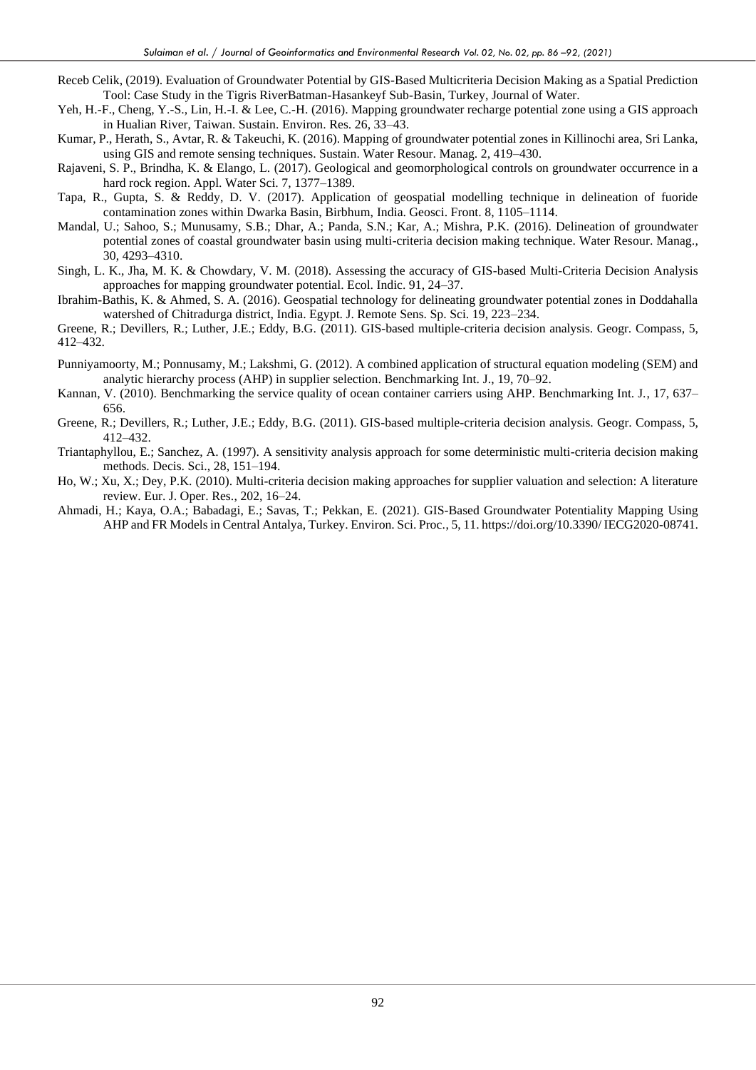Receb Celik, (2019). Evaluation of Groundwater Potential by GIS-Based Multicriteria Decision Making as a Spatial Prediction Tool: Case Study in the Tigris RiverBatman-Hasankeyf Sub-Basin, Turkey, Journal of Water.

Yeh, H.-F., Cheng, Y.-S., Lin, H.-I. & Lee, C.-H. (2016). Mapping groundwater recharge potential zone using a GIS approach in Hualian River, Taiwan. Sustain. Environ. Res. 26, 33–43.

Kumar, P., Herath, S., Avtar, R. & Takeuchi, K. (2016). Mapping of groundwater potential zones in Killinochi area, Sri Lanka, using GIS and remote sensing techniques. Sustain. Water Resour. Manag. 2, 419–430.

Rajaveni, S. P., Brindha, K. & Elango, L. (2017). Geological and geomorphological controls on groundwater occurrence in a hard rock region. Appl. Water Sci. 7, 1377–1389.

Tapa, R., Gupta, S. & Reddy, D. V. (2017). Application of geospatial modelling technique in delineation of fuoride contamination zones within Dwarka Basin, Birbhum, India. Geosci. Front. 8, 1105–1114.

Mandal, U.; Sahoo, S.; Munusamy, S.B.; Dhar, A.; Panda, S.N.; Kar, A.; Mishra, P.K. (2016). Delineation of groundwater potential zones of coastal groundwater basin using multi-criteria decision making technique. Water Resour. Manag., 30, 4293–4310.

Singh, L. K., Jha, M. K. & Chowdary, V. M. (2018). Assessing the accuracy of GIS-based Multi-Criteria Decision Analysis approaches for mapping groundwater potential. Ecol. Indic. 91, 24–37.

Ibrahim-Bathis, K. & Ahmed, S. A. (2016). Geospatial technology for delineating groundwater potential zones in Doddahalla watershed of Chitradurga district, India. Egypt. J. Remote Sens. Sp. Sci. 19, 223–234.

Greene, R.; Devillers, R.; Luther, J.E.; Eddy, B.G. (2011). GIS-based multiple-criteria decision analysis. Geogr. Compass, 5, 412–432.

Punniyamoorty, M.; Ponnusamy, M.; Lakshmi, G. (2012). A combined application of structural equation modeling (SEM) and analytic hierarchy process (AHP) in supplier selection. Benchmarking Int. J., 19, 70–92.

Kannan, V. (2010). Benchmarking the service quality of ocean container carriers using AHP. Benchmarking Int. J., 17, 637–656.

Greene, R.; Devillers, R.; Luther, J.E.; Eddy, B.G. (2011). GIS-based multiple-criteria decision analysis. Geogr. Compass, 5, 412–432.

Triantaphyllou, E.; Sanchez, A. (1997). A sensitivity analysis approach for some deterministic multi-criteria decision making methods. Decis. Sci., 28, 151–194.

Ho, W.; Xu, X.; Dey, P.K. (2010). Multi-criteria decision making approaches for supplier valuation and selection: A literature review. Eur. J. Oper. Res., 202, 16–24.

Ahmadi, H.; Kaya, O.A.; Babadagi, E.; Savas, T.; Pekkan, E. (2021). GIS-Based Groundwater Potentiality Mapping Using AHP and FR Models in Central Antalya, Turkey. Environ. Sci. Proc., 5, 11. https://doi.org/10.3390/ IECG2020-08741.